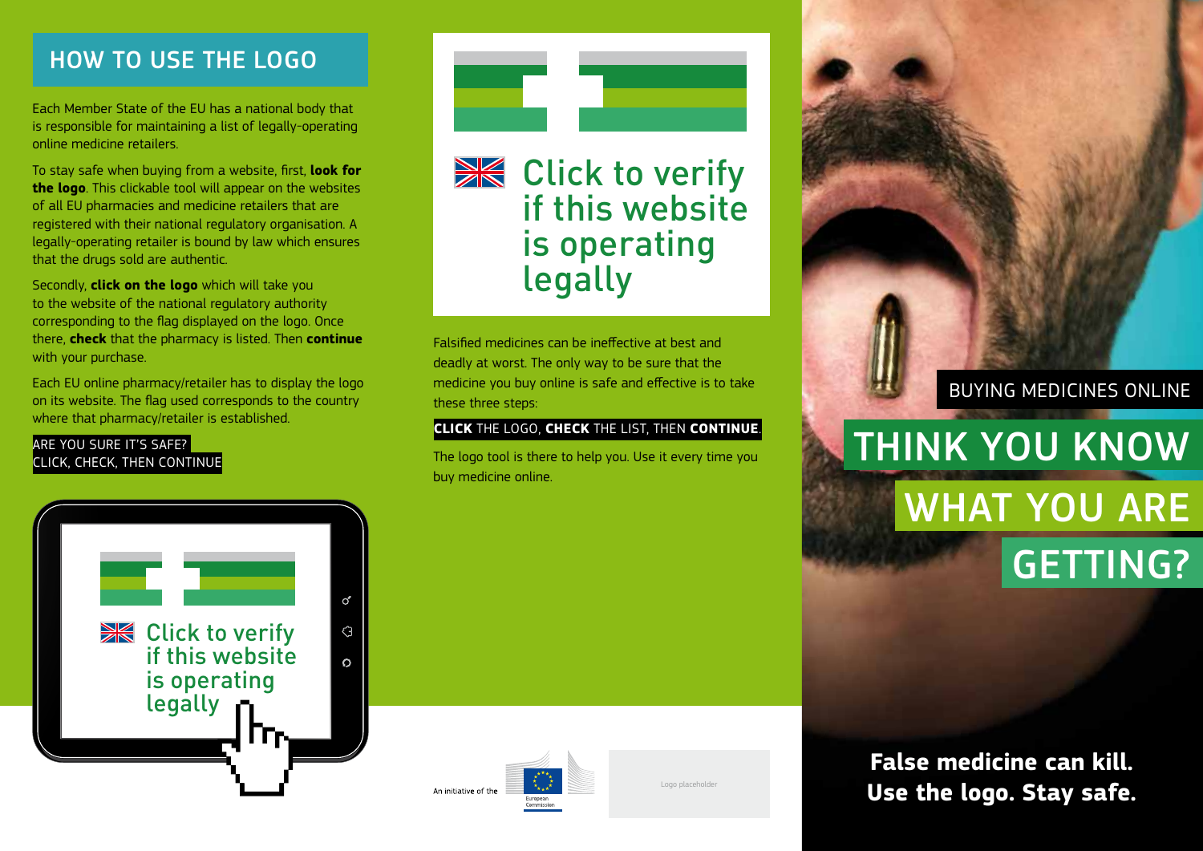## HOW TO USE THE LOGO

Each Member State of the EU has a national body that is responsible for maintaining a list of legally-operating online medicine retailers.

To stay safe when buying from a website, first, **look for the logo**. This clickable tool will appear on the websites of all EU pharmacies and medicine retailers that are registered with their national regulatory organisation. A legally-operating retailer is bound by law which ensures that the drugs sold are authentic.

Secondly, **click on the logo** which will take you to the website of the national regulatory authority corresponding to the flag displayed on the logo. Once there, **check** that the pharmacy is listed. Then **continue** with your purchase.

Each EU online pharmacy/retailer has to display the logo on its website. The flag used corresponds to the country where that pharmacy/retailer is established.

ARE YOU SURE IT'S SAFE?
CLICK, CHECK, THEN CONTINUE

Click to verify if this website is operating legally

Click to verify if this website is operating legally

Falsified medicines can be ineffective at best and deadly at worst. The only way to be sure that the medicine you buy online is safe and effective is to take these three steps:

**CLICK** THE LOGO, **CHECK** THE LIST, THEN **CONTINUE**.

The logo tool is there to help you. Use it every time you buy medicine online.

An initiative of the European Commission

Logo placeholder

BUYING MEDICINES ONLINE

# THINK YOU KNOW WHAT YOU ARE GETTING?

**False medicine can kill.**
**Use the logo. Stay safe.**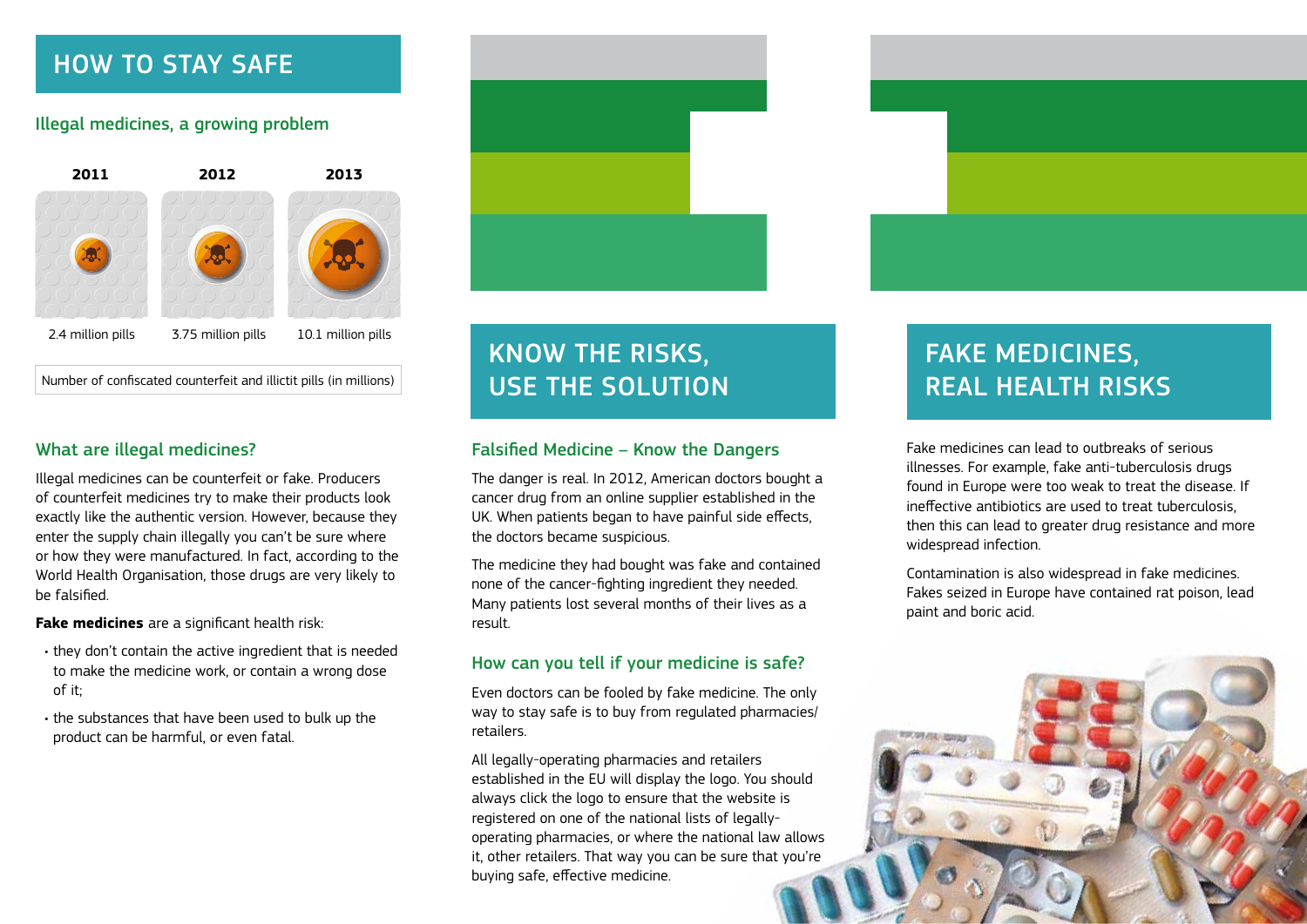## HOW TO STAY SAFE

### Illegal medicines, a growing problem

2011

2012

2013

2.4 million pills

3.75 million pills

10.1 million pills

Number of confiscated counterfeit and illicit pills (in millions)

### What are illegal medicines?

Illegal medicines can be counterfeit or fake. Producers of counterfeit medicines try to make their products look exactly like the authentic version. However, because they enter the supply chain illegally you can't be sure where or how they were manufactured. In fact, according to the World Health Organisation, those drugs are very likely to be falsified.

**Fake medicines** are a significant health risk:

- they don't contain the active ingredient that is needed to make the medicine work, or contain a wrong dose of it;
- the substances that have been used to bulk up the product can be harmful, or even fatal.

## KNOW THE RISKS, USE THE SOLUTION

### Falsified Medicine – Know the Dangers

The danger is real. In 2012, American doctors bought a cancer drug from an online supplier established in the UK. When patients began to have painful side effects, the doctors became suspicious.

The medicine they had bought was fake and contained none of the cancer-fighting ingredient they needed. Many patients lost several months of their lives as a result.

### How can you tell if your medicine is safe?

Even doctors can be fooled by fake medicine. The only way to stay safe is to buy from regulated pharmacies/ retailers.

All legally-operating pharmacies and retailers established in the EU will display the logo. You should always click the logo to ensure that the website is registered on one of the national lists of legally-operating pharmacies, or where the national law allows it, other retailers. That way you can be sure that you're buying safe, effective medicine.

## FAKE MEDICINES, REAL HEALTH RISKS

Fake medicines can lead to outbreaks of serious illnesses. For example, fake anti-tuberculosis drugs found in Europe were too weak to treat the disease. If ineffective antibiotics are used to treat tuberculosis, then this can lead to greater drug resistance and more widespread infection.

Contamination is also widespread in fake medicines. Fakes seized in Europe have contained rat poison, lead paint and boric acid.